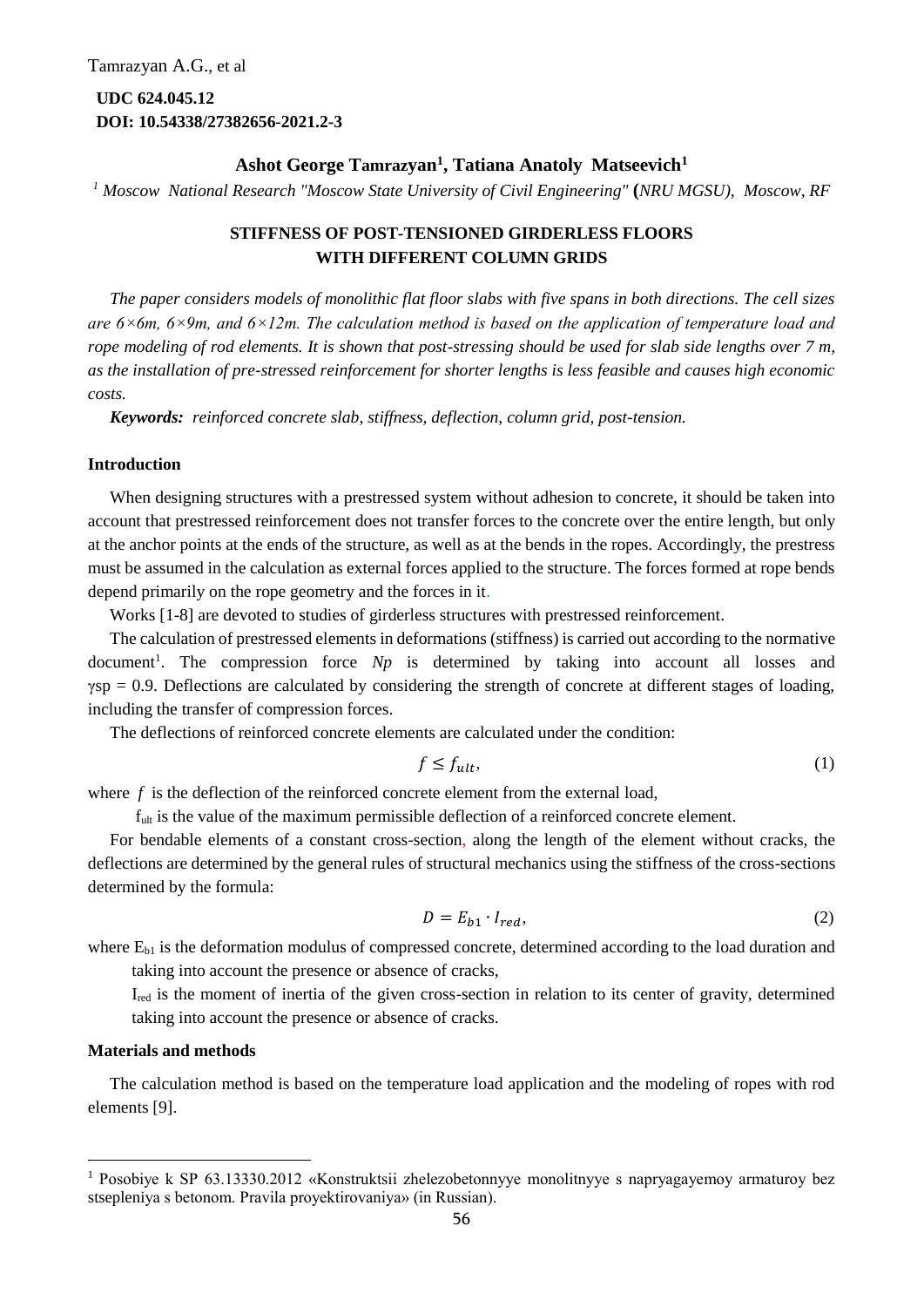**UDC 624.045.12**
**DOI: 10.54338/27382656-2021.2-3**

**Ashot George Tamrazyan[1], Tatiana Anatoly Matseevich[1]**

*[1] Moscow National Research "Moscow State University of Civil Engineering" (NRU MGSU), Moscow, RF*

# STIFFNESS OF POST-TENSIONED GIRDERLESS FLOORS WITH DIFFERENT COLUMN GRIDS

*The paper considers models of monolithic flat floor slabs with five spans in both directions. The cell sizes are 6×6m, 6×9m, and 6×12m. The calculation method is based on the application of temperature load and rope modeling of rod elements. It is shown that post-stressing should be used for slab side lengths over 7 m, as the installation of pre-stressed reinforcement for shorter lengths is less feasible and causes high economic costs.*

***Keywords:*** *reinforced concrete slab, stiffness, deflection, column grid, post-tension.*

## Introduction

When designing structures with a prestressed system without adhesion to concrete, it should be taken into account that prestressed reinforcement does not transfer forces to the concrete over the entire length, but only at the anchor points at the ends of the structure, as well as at the bends in the ropes. Accordingly, the prestress must be assumed in the calculation as external forces applied to the structure. The forces formed at rope bends depend primarily on the rope geometry and the forces in it.

Works [1-8] are devoted to studies of girderless structures with prestressed reinforcement.

The calculation of prestressed elements in deformations (stiffness) is carried out according to the normative document[1]. The compression force *Np* is determined by taking into account all losses and $\gamma sp = 0.9$. Deflections are calculated by considering the strength of concrete at different stages of loading, including the transfer of compression forces.

The deflections of reinforced concrete elements are calculated under the condition:

$$f \leq f_{ult}, \tag{1}$$

where $f$ is the deflection of the reinforced concrete element from the external load,

$f_{ult}$ is the value of the maximum permissible deflection of a reinforced concrete element.

For bendable elements of a constant cross-section, along the length of the element without cracks, the deflections are determined by the general rules of structural mechanics using the stiffness of the cross-sections determined by the formula:

$$D = E_{b1} \cdot I_{red}, \tag{2}$$

where $E_{b1}$ is the deformation modulus of compressed concrete, determined according to the load duration and taking into account the presence or absence of cracks,

$I_{red}$ is the moment of inertia of the given cross-section in relation to its center of gravity, determined taking into account the presence or absence of cracks.

## Materials and methods

The calculation method is based on the temperature load application and the modeling of ropes with rod elements [9].

---

[1] Posobiye k SP 63.13330.2012 «Konstruktsii zhelezobetonnyye monolitnyye s napryagayemoy armaturoy bez stsepleniya s betonom. Pravila proyektirovaniya» (in Russian).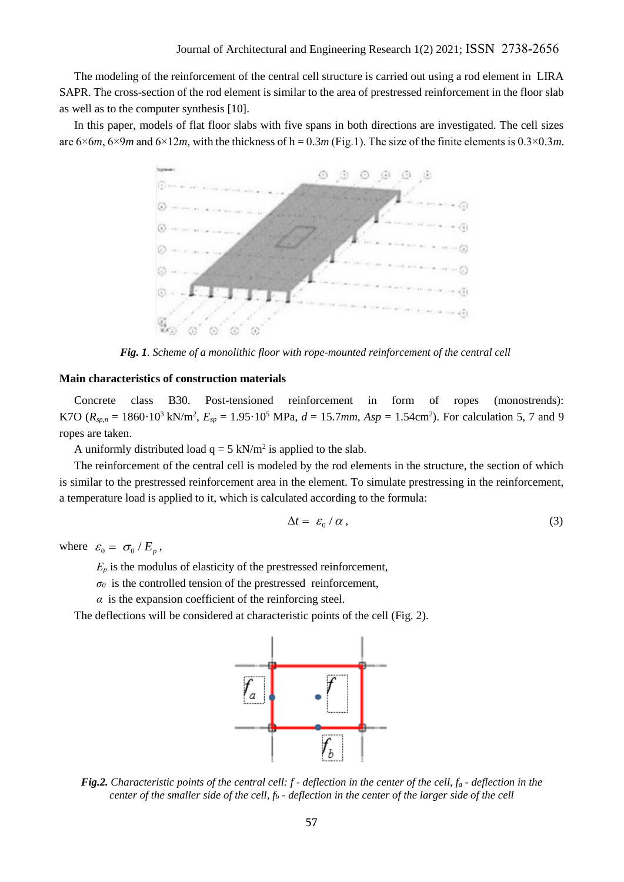The modeling of the reinforcement of the central cell structure is carried out using a rod element in LIRA SAPR. The cross-section of the rod element is similar to the area of prestressed reinforcement in the floor slab as well as to the computer synthesis [10].

In this paper, models of flat floor slabs with five spans in both directions are investigated. The cell sizes are 6×6*m*, 6×9*m* and 6×12*m*, with the thickness of h = 0.3*m* (Fig.1). The size of the finite elements is 0.3×0.3*m*.

***Fig. 1***. *Scheme of a monolithic floor with rope-mounted reinforcement of the central cell*

**Main characteristics of construction materials**

Concrete class B30. Post-tensioned reinforcement in form of ropes (monostrends): K7O ($R_{sp,n}$ = 1860·10$^3$ kN/m$^2$, $E_{sp}$ = 1.95·10$^5$ MPa, $d$ = 15.7*mm*, $Asp$ = 1.54cm$^2$). For calculation 5, 7 and 9 ropes are taken.

A uniformly distributed load q = 5 kN/m$^2$ is applied to the slab.

The reinforcement of the central cell is modeled by the rod elements in the structure, the section of which is similar to the prestressed reinforcement area in the element. To simulate prestressing in the reinforcement, a temperature load is applied to it, which is calculated according to the formula:

$$\Delta t = \varepsilon_0 / \alpha , \tag{3}$$

where $\varepsilon_0 = \sigma_0 / E_p$,

$E_p$ is the modulus of elasticity of the prestressed reinforcement,

$\sigma_0$ is the controlled tension of the prestressed reinforcement,

$\alpha$ is the expansion coefficient of the reinforcing steel.

The deflections will be considered at characteristic points of the cell (Fig. 2).

***Fig.2.*** *Characteristic points of the central cell: f - deflection in the center of the cell, $f_a$ - deflection in the center of the smaller side of the cell, $f_b$ - deflection in the center of the larger side of the cell*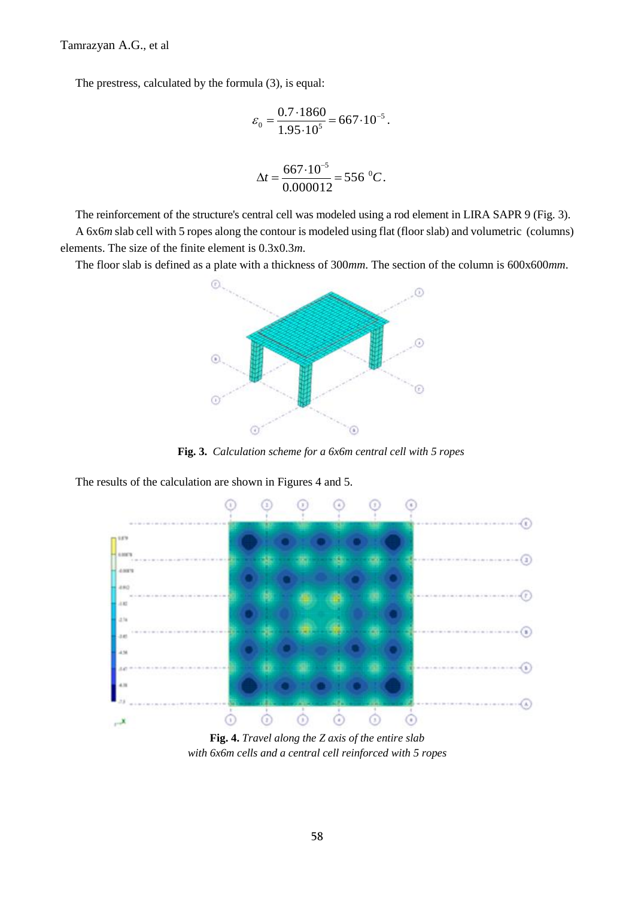The prestress, calculated by the formula (3), is equal:

$$\varepsilon_0 = \frac{0.7 \cdot 1860}{1.95 \cdot 10^5} = 667 \cdot 10^{-5}.$$

$$\Delta t = \frac{667 \cdot 10^{-5}}{0.000012} = 556\ ^0C.$$

The reinforcement of the structure's central cell was modeled using a rod element in LIRA SAPR 9 (Fig. 3).

A 6x6*m* slab cell with 5 ropes along the contour is modeled using flat (floor slab) and volumetric (columns) elements. The size of the finite element is 0.3x0.3*m*.

The floor slab is defined as a plate with a thickness of 300*mm*. The section of the column is 600x600*mm*.

**Fig. 3.** *Calculation scheme for a 6x6m central cell with 5 ropes*

The results of the calculation are shown in Figures 4 and 5.

**Fig. 4.** *Travel along the Z axis of the entire slab with 6x6m cells and a central cell reinforced with 5 ropes*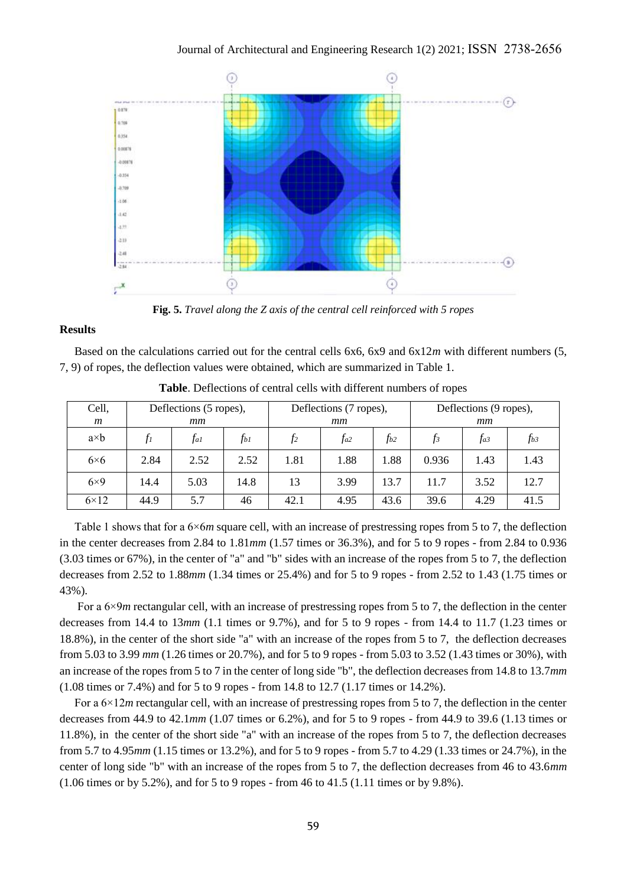**Fig. 5.** *Travel along the Z axis of the central cell reinforced with 5 ropes*

### Results

Based on the calculations carried out for the central cells 6x6, 6x9 and 6x12*m* with different numbers (5, 7, 9) of ropes, the deflection values were obtained, which are summarized in Table 1.

**Table**. Deflections of central cells with different numbers of ropes

| Cell, *m* | Deflections (5 ropes), *mm* | | | Deflections (7 ropes), *mm* | | | Deflections (9 ropes), *mm* | | |
|---|---|---|---|---|---|---|---|---|---|
| a×b | $f_1$ | $f_{a1}$ | $f_{b1}$ | $f_2$ | $f_{a2}$ | $f_{b2}$ | $f_3$ | $f_{a3}$ | $f_{b3}$ |
| 6×6 | 2.84 | 2.52 | 2.52 | 1.81 | 1.88 | 1.88 | 0.936 | 1.43 | 1.43 |
| 6×9 | 14.4 | 5.03 | 14.8 | 13 | 3.99 | 13.7 | 11.7 | 3.52 | 12.7 |
| 6×12 | 44.9 | 5.7 | 46 | 42.1 | 4.95 | 43.6 | 39.6 | 4.29 | 41.5 |

Table 1 shows that for a 6×6*m* square cell, with an increase of prestressing ropes from 5 to 7, the deflection in the center decreases from 2.84 to 1.81*mm* (1.57 times or 36.3%), and for 5 to 9 ropes - from 2.84 to 0.936 (3.03 times or 67%), in the center of "a" and "b" sides with an increase of the ropes from 5 to 7, the deflection decreases from 2.52 to 1.88*mm* (1.34 times or 25.4%) and for 5 to 9 ropes - from 2.52 to 1.43 (1.75 times or 43%).

For a 6×9*m* rectangular cell, with an increase of prestressing ropes from 5 to 7, the deflection in the center decreases from 14.4 to 13*mm* (1.1 times or 9.7%), and for 5 to 9 ropes - from 14.4 to 11.7 (1.23 times or 18.8%), in the center of the short side "a" with an increase of the ropes from 5 to 7, the deflection decreases from 5.03 to 3.99 *mm* (1.26 times or 20.7%), and for 5 to 9 ropes - from 5.03 to 3.52 (1.43 times or 30%), with an increase of the ropes from 5 to 7 in the center of long side "b", the deflection decreases from 14.8 to 13.7*mm* (1.08 times or 7.4%) and for 5 to 9 ropes - from 14.8 to 12.7 (1.17 times or 14.2%).

For a 6×12*m* rectangular cell, with an increase of prestressing ropes from 5 to 7, the deflection in the center decreases from 44.9 to 42.1*mm* (1.07 times or 6.2%), and for 5 to 9 ropes - from 44.9 to 39.6 (1.13 times or 11.8%), in the center of the short side "a" with an increase of the ropes from 5 to 7, the deflection decreases from 5.7 to 4.95*mm* (1.15 times or 13.2%), and for 5 to 9 ropes - from 5.7 to 4.29 (1.33 times or 24.7%), in the center of long side "b" with an increase of the ropes from 5 to 7, the deflection decreases from 46 to 43.6*mm* (1.06 times or by 5.2%), and for 5 to 9 ropes - from 46 to 41.5 (1.11 times or by 9.8%).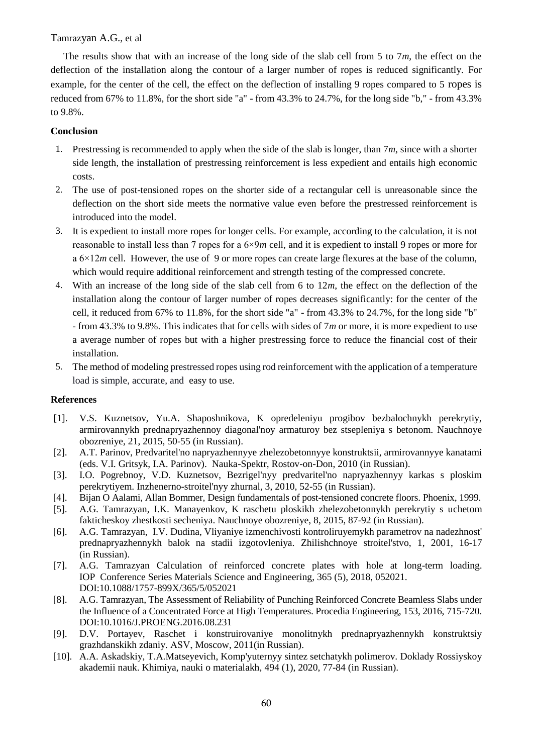The results show that with an increase of the long side of the slab cell from 5 to 7*m*, the effect on the deflection of the installation along the contour of a larger number of ropes is reduced significantly. For example, for the center of the cell, the effect on the deflection of installing 9 ropes compared to 5 ropes is reduced from 67% to 11.8%, for the short side "a" - from 43.3% to 24.7%, for the long side "b," - from 43.3% to 9.8%.

## Conclusion

1. Prestressing is recommended to apply when the side of the slab is longer, than 7*m*, since with a shorter side length, the installation of prestressing reinforcement is less expedient and entails high economic costs.
2. The use of post-tensioned ropes on the shorter side of a rectangular cell is unreasonable since the deflection on the short side meets the normative value even before the prestressed reinforcement is introduced into the model.
3. It is expedient to install more ropes for longer cells. For example, according to the calculation, it is not reasonable to install less than 7 ropes for a 6×9*m* cell, and it is expedient to install 9 ropes or more for a 6×12*m* cell. However, the use of 9 or more ropes can create large flexures at the base of the column, which would require additional reinforcement and strength testing of the compressed concrete.
4. With an increase of the long side of the slab cell from 6 to 12*m*, the effect on the deflection of the installation along the contour of larger number of ropes decreases significantly: for the center of the cell, it reduced from 67% to 11.8%, for the short side "a" - from 43.3% to 24.7%, for the long side "b" - from 43.3% to 9.8%. This indicates that for cells with sides of 7*m* or more, it is more expedient to use a average number of ropes but with a higher prestressing force to reduce the financial cost of their installation.
5. The method of modeling prestressed ropes using rod reinforcement with the application of a temperature load is simple, accurate, and easy to use.

## References

[1]. V.S. Kuznetsov, Yu.A. Shaposhnikova, K opredeleniyu progibov bezbalochnykh perekrytiy, armirovannykh prednapryazhennoy diagonal'noy armaturoy bez stsepleniya s betonom. Nauchnoye obozreniye, 21, 2015, 50-55 (in Russian).

[2]. A.T. Parinov, Predvaritel'no napryazhennyye zhelezobetonnyye konstruktsii, armirovannyye kanatami (eds. V.I. Gritsyk, I.A. Parinov). Nauka-Spektr, Rostov-on-Don, 2010 (in Russian).

[3]. I.O. Pogrebnoy, V.D. Kuznetsov, Bezrigel'nyy predvaritel'no napryazhennyy karkas s ploskim perekrytiyem. Inzhenerno-stroitel'nyy zhurnal, 3, 2010, 52-55 (in Russian).

[4]. Bijan O Aalami, Allan Bommer, Design fundamentals of post-tensioned concrete floors. Phoenix, 1999.

[5]. A.G. Tamrazyan, I.K. Manayenkov, K raschetu ploskikh zhelezobetonnykh perekrytiy s uchetom fakticheskoy zhestkosti secheniya. Nauchnoye obozreniye, 8, 2015, 87-92 (in Russian).

[6]. A.G. Tamrazyan, I.V. Dudina, Vliyaniye izmenchivosti kontroliruyemykh parametrov na nadezhnost' prednapryazhennykh balok na stadii izgotovleniya. Zhilishchnoye stroitel'stvo, 1, 2001, 16-17 (in Russian).

[7]. A.G. Tamrazyan Calculation of reinforced concrete plates with hole at long-term loading. IOP Conference Series Materials Science and Engineering, 365 (5), 2018, 052021. DOI:10.1088/1757-899X/365/5/052021

[8]. A.G. Tamrazyan, The Assessment of Reliability of Punching Reinforced Concrete Beamless Slabs under the Influence of a Concentrated Force at High Temperatures. Procedia Engineering, 153, 2016, 715-720. DOI:10.1016/J.PROENG.2016.08.231

[9]. D.V. Portayev, Raschet i konstruirovaniye monolitnykh prednapryazhennykh konstruktsiy grazhdanskikh zdaniy. ASV, Moscow, 2011(in Russian).

[10]. A.A. Askadskiy, T.A.Matseyevich, Komp'yuternyy sintez setchatykh polimerov. Doklady Rossiyskoy akademii nauk. Khimiya, nauki o materialakh, 494 (1), 2020, 77-84 (in Russian).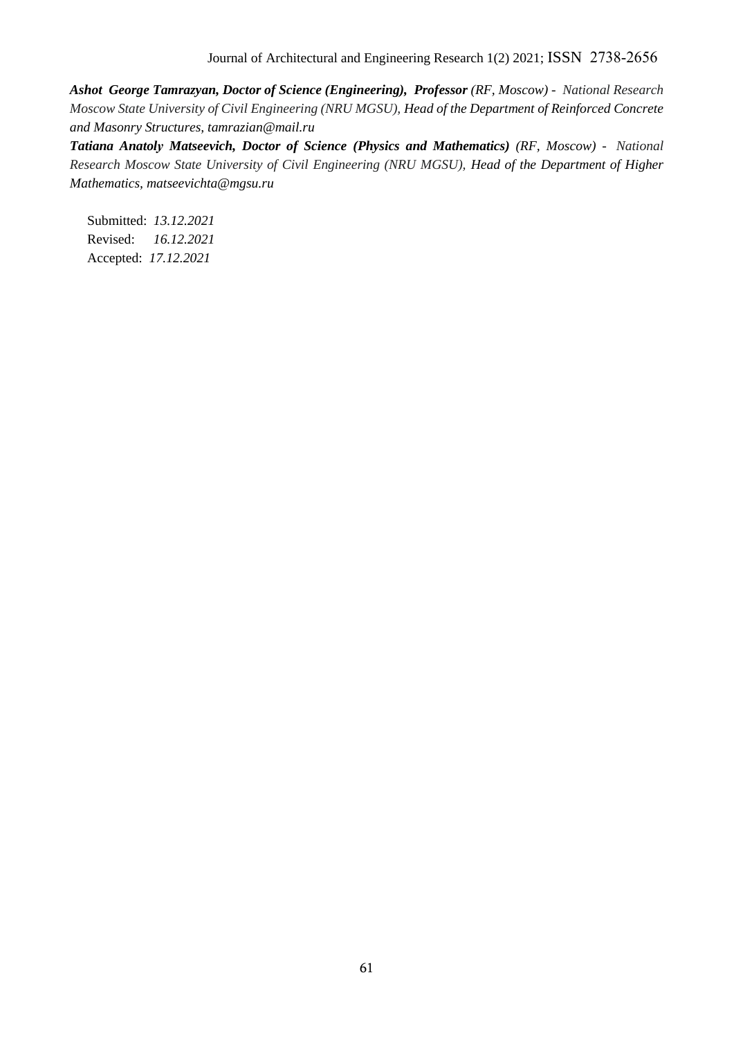***Ashot George Tamrazyan, Doctor of Science (Engineering), Professor*** *(RF, Moscow) - National Research Moscow State University of Civil Engineering (NRU MGSU), Head of the Department of Reinforced Concrete and Masonry Structures, tamrazian@mail.ru*

***Tatiana Anatoly Matseevich, Doctor of Science (Physics and Mathematics)*** *(RF, Moscow) - National Research Moscow State University of Civil Engineering (NRU MGSU), Head of the Department of Higher Mathematics, matseevichta@mgsu.ru*

Submitted: *13.12.2021*
Revised: *16.12.2021*
Accepted: *17.12.2021*